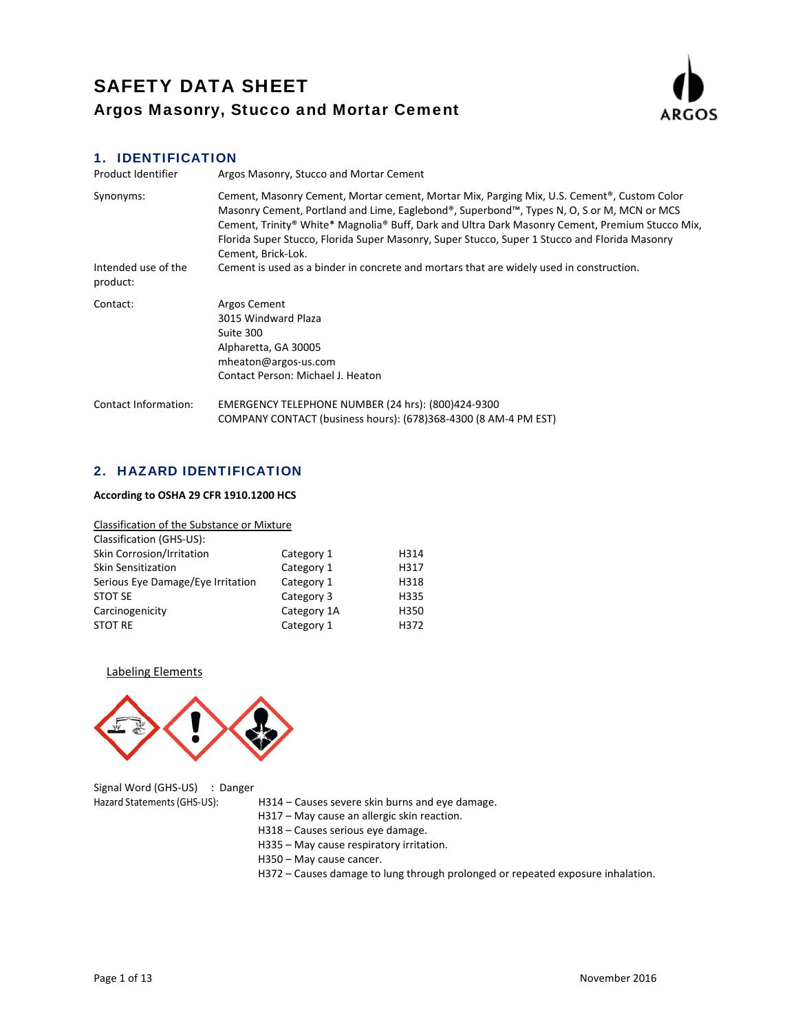# SAFETY DATA SHEET

## Argos Masonry, Stucco and Mortar Cement

ARGOS

## 1. IDENTIFICATION

| | |
|---|---|
| Product Identifier | Argos Masonry, Stucco and Mortar Cement |
| Synonyms: | Cement, Masonry Cement, Mortar cement, Mortar Mix, Parging Mix, U.S. Cement®, Custom Color Masonry Cement, Portland and Lime, Eaglebond®, Superbond™, Types N, O, S or M, MCN or MCS Cement, Trinity® White* Magnolia® Buff, Dark and Ultra Dark Masonry Cement, Premium Stucco Mix, Florida Super Stucco, Florida Super Masonry, Super Stucco, Super 1 Stucco and Florida Masonry Cement, Brick-Lok. |
| Intended use of the product: | Cement is used as a binder in concrete and mortars that are widely used in construction. |
| Contact: | Argos Cement<br>3015 Windward Plaza<br>Suite 300<br>Alpharetta, GA 30005<br>mheaton@argos-us.com<br>Contact Person: Michael J. Heaton |
| Contact Information: | EMERGENCY TELEPHONE NUMBER (24 hrs): (800)424-9300<br>COMPANY CONTACT (business hours): (678)368-4300 (8 AM-4 PM EST) |

## 2. HAZARD IDENTIFICATION

**According to OSHA 29 CFR 1910.1200 HCS**

Classification of the Substance or Mixture

Classification (GHS-US):

| | | |
|---|---|---|
| Skin Corrosion/Irritation | Category 1 | H314 |
| Skin Sensitization | Category 1 | H317 |
| Serious Eye Damage/Eye Irritation | Category 1 | H318 |
| STOT SE | Category 3 | H335 |
| Carcinogenicity | Category 1A | H350 |
| STOT RE | Category 1 | H372 |

Labeling Elements

Signal Word (GHS-US) : Danger

Hazard Statements (GHS-US):

H314 – Causes severe skin burns and eye damage.
H317 – May cause an allergic skin reaction.
H318 – Causes serious eye damage.
H335 – May cause respiratory irritation.
H350 – May cause cancer.
H372 – Causes damage to lung through prolonged or repeated exposure inhalation.

November 2016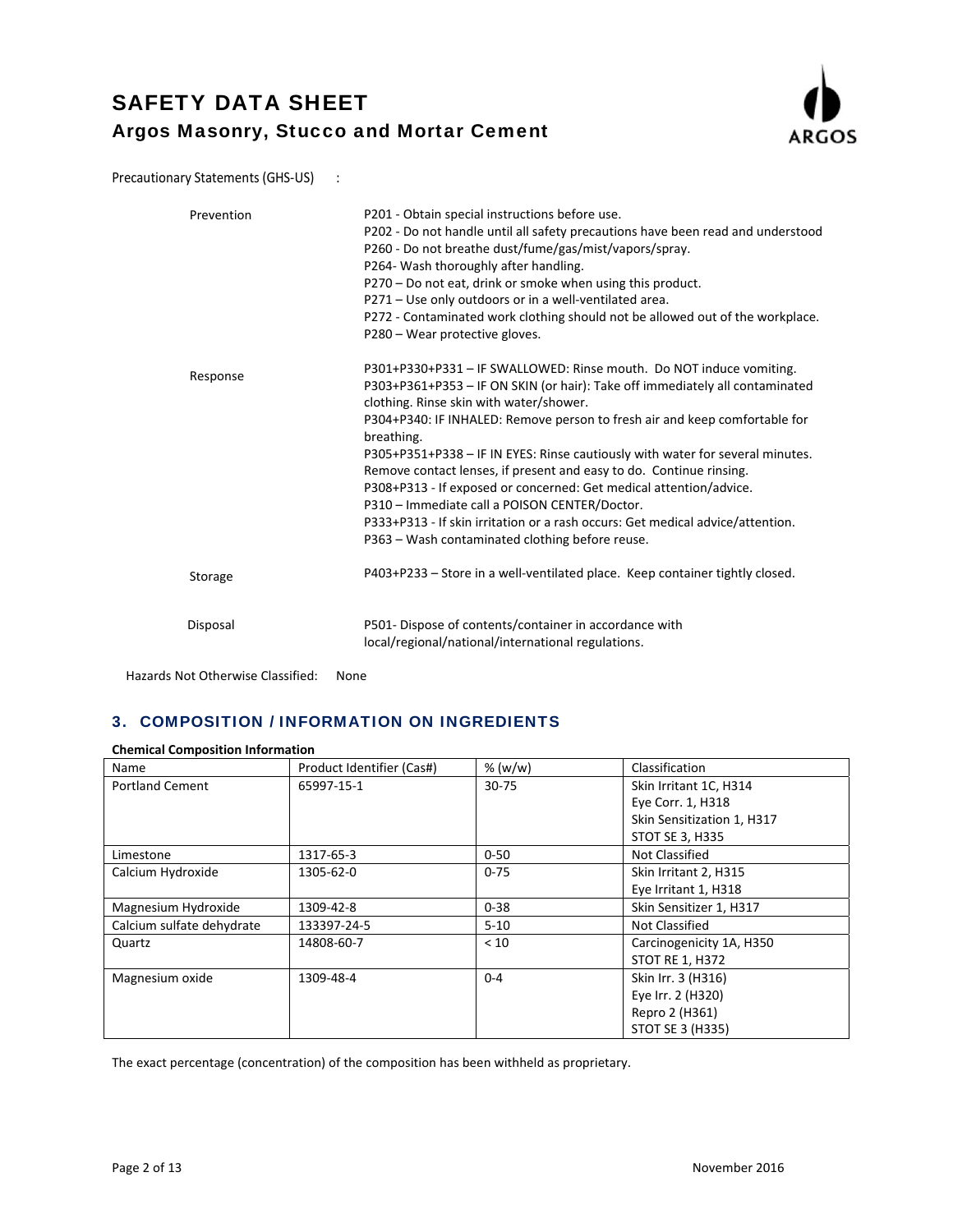Precautionary Statements (GHS-US) :

| | |
|---|---|
| Prevention | P201 - Obtain special instructions before use.<br>P202 - Do not handle until all safety precautions have been read and understood<br>P260 - Do not breathe dust/fume/gas/mist/vapors/spray.<br>P264- Wash thoroughly after handling.<br>P270 – Do not eat, drink or smoke when using this product.<br>P271 – Use only outdoors or in a well-ventilated area.<br>P272 - Contaminated work clothing should not be allowed out of the workplace.<br>P280 – Wear protective gloves. |
| Response | P301+P330+P331 – IF SWALLOWED: Rinse mouth. Do NOT induce vomiting.<br>P303+P361+P353 – IF ON SKIN (or hair): Take off immediately all contaminated clothing. Rinse skin with water/shower.<br>P304+P340: IF INHALED: Remove person to fresh air and keep comfortable for breathing.<br>P305+P351+P338 – IF IN EYES: Rinse cautiously with water for several minutes. Remove contact lenses, if present and easy to do. Continue rinsing.<br>P308+P313 - If exposed or concerned: Get medical attention/advice.<br>P310 – Immediate call a POISON CENTER/Doctor.<br>P333+P313 - If skin irritation or a rash occurs: Get medical advice/attention.<br>P363 – Wash contaminated clothing before reuse. |
| Storage | P403+P233 – Store in a well-ventilated place. Keep container tightly closed. |
| Disposal | P501- Dispose of contents/container in accordance with local/regional/national/international regulations. |

Hazards Not Otherwise Classified: None

## 3. COMPOSITION / INFORMATION ON INGREDIENTS

**Chemical Composition Information**

| Name | Product Identifier (Cas#) | % (w/w) | Classification |
|---|---|---|---|
| Portland Cement | 65997-15-1 | 30-75 | Skin Irritant 1C, H314<br>Eye Corr. 1, H318<br>Skin Sensitization 1, H317<br>STOT SE 3, H335 |
| Limestone | 1317-65-3 | 0-50 | Not Classified |
| Calcium Hydroxide | 1305-62-0 | 0-75 | Skin Irritant 2, H315<br>Eye Irritant 1, H318 |
| Magnesium Hydroxide | 1309-42-8 | 0-38 | Skin Sensitizer 1, H317 |
| Calcium sulfate dehydrate | 133397-24-5 | 5-10 | Not Classified |
| Quartz | 14808-60-7 | < 10 | Carcinogenicity 1A, H350<br>STOT RE 1, H372 |
| Magnesium oxide | 1309-48-4 | 0-4 | Skin Irr. 3 (H316)<br>Eye Irr. 2 (H320)<br>Repro 2 (H361)<br>STOT SE 3 (H335) |

The exact percentage (concentration) of the composition has been withheld as proprietary.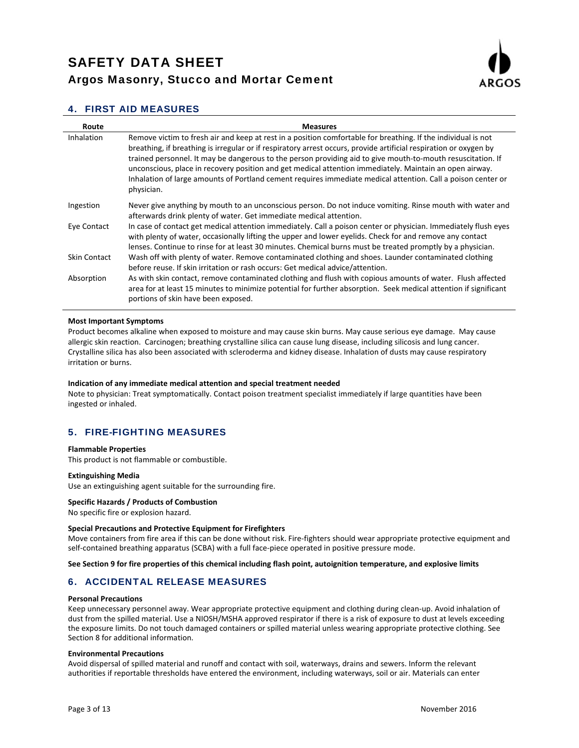## 4. FIRST AID MEASURES

| Route | Measures |
| --- | --- |
| Inhalation | Remove victim to fresh air and keep at rest in a position comfortable for breathing. If the individual is not breathing, if breathing is irregular or if respiratory arrest occurs, provide artificial respiration or oxygen by trained personnel. It may be dangerous to the person providing aid to give mouth-to-mouth resuscitation. If unconscious, place in recovery position and get medical attention immediately. Maintain an open airway. Inhalation of large amounts of Portland cement requires immediate medical attention. Call a poison center or physician. |
| Ingestion | Never give anything by mouth to an unconscious person. Do not induce vomiting. Rinse mouth with water and afterwards drink plenty of water. Get immediate medical attention. |
| Eye Contact | In case of contact get medical attention immediately. Call a poison center or physician. Immediately flush eyes with plenty of water, occasionally lifting the upper and lower eyelids. Check for and remove any contact lenses. Continue to rinse for at least 30 minutes. Chemical burns must be treated promptly by a physician. |
| Skin Contact | Wash off with plenty of water. Remove contaminated clothing and shoes. Launder contaminated clothing before reuse. If skin irritation or rash occurs: Get medical advice/attention. |
| Absorption | As with skin contact, remove contaminated clothing and flush with copious amounts of water. Flush affected area for at least 15 minutes to minimize potential for further absorption. Seek medical attention if significant portions of skin have been exposed. |

**Most Important Symptoms**

Product becomes alkaline when exposed to moisture and may cause skin burns. May cause serious eye damage. May cause allergic skin reaction. Carcinogen; breathing crystalline silica can cause lung disease, including silicosis and lung cancer. Crystalline silica has also been associated with scleroderma and kidney disease. Inhalation of dusts may cause respiratory irritation or burns.

**Indication of any immediate medical attention and special treatment needed**

Note to physician: Treat symptomatically. Contact poison treatment specialist immediately if large quantities have been ingested or inhaled.

## 5. FIRE-FIGHTING MEASURES

**Flammable Properties**

This product is not flammable or combustible.

**Extinguishing Media**

Use an extinguishing agent suitable for the surrounding fire.

**Specific Hazards / Products of Combustion**

No specific fire or explosion hazard.

**Special Precautions and Protective Equipment for Firefighters**

Move containers from fire area if this can be done without risk. Fire-fighters should wear appropriate protective equipment and self-contained breathing apparatus (SCBA) with a full face-piece operated in positive pressure mode.

**See Section 9 for fire properties of this chemical including flash point, autoignition temperature, and explosive limits**

## 6. ACCIDENTAL RELEASE MEASURES

**Personal Precautions**

Keep unnecessary personnel away. Wear appropriate protective equipment and clothing during clean-up. Avoid inhalation of dust from the spilled material. Use a NIOSH/MSHA approved respirator if there is a risk of exposure to dust at levels exceeding the exposure limits. Do not touch damaged containers or spilled material unless wearing appropriate protective clothing. See Section 8 for additional information.

**Environmental Precautions**

Avoid dispersal of spilled material and runoff and contact with soil, waterways, drains and sewers. Inform the relevant authorities if reportable thresholds have entered the environment, including waterways, soil or air. Materials can enter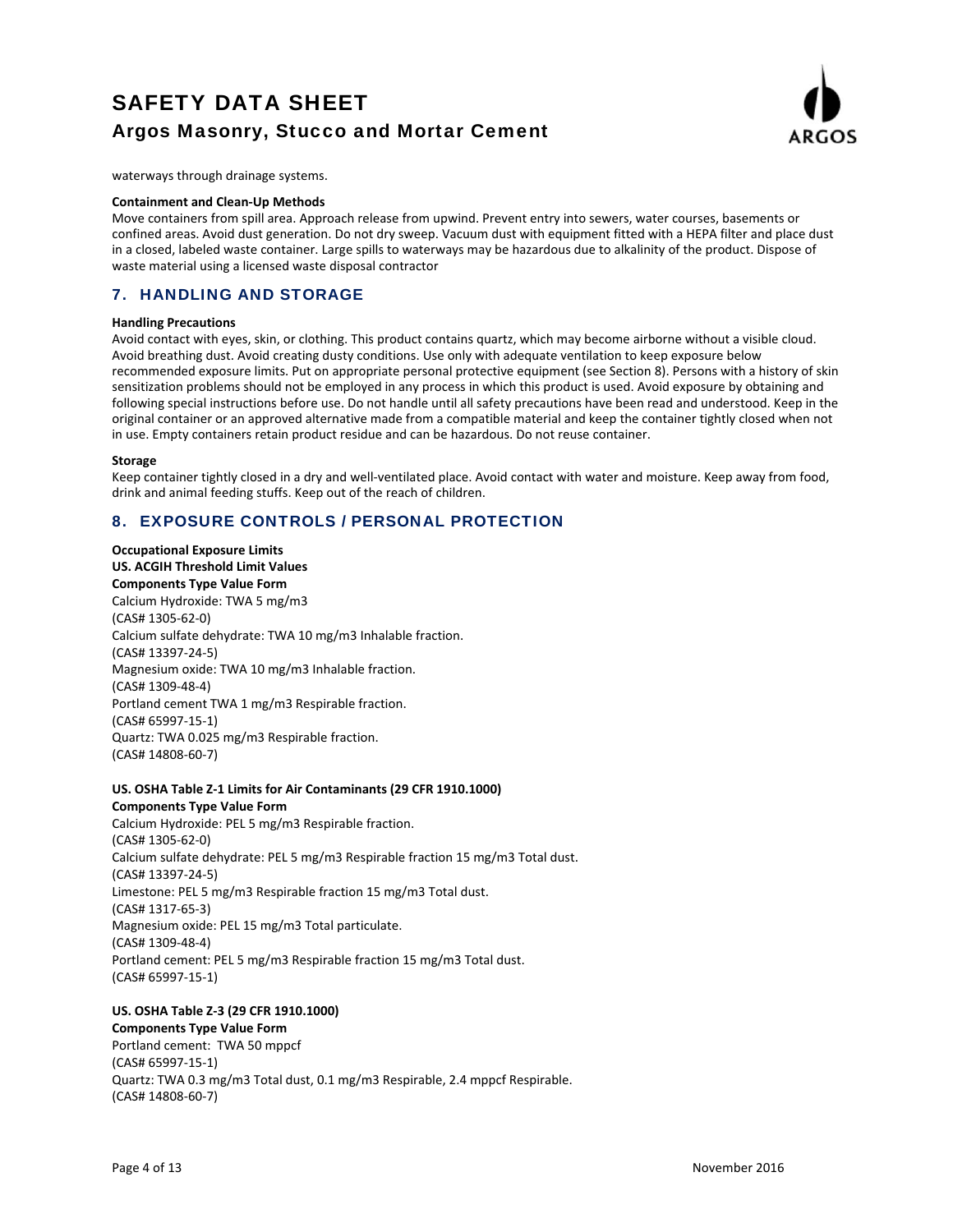waterways through drainage systems.

**Containment and Clean-Up Methods**

Move containers from spill area. Approach release from upwind. Prevent entry into sewers, water courses, basements or confined areas. Avoid dust generation. Do not dry sweep. Vacuum dust with equipment fitted with a HEPA filter and place dust in a closed, labeled waste container. Large spills to waterways may be hazardous due to alkalinity of the product. Dispose of waste material using a licensed waste disposal contractor

## 7. HANDLING AND STORAGE

**Handling Precautions**

Avoid contact with eyes, skin, or clothing. This product contains quartz, which may become airborne without a visible cloud. Avoid breathing dust. Avoid creating dusty conditions. Use only with adequate ventilation to keep exposure below recommended exposure limits. Put on appropriate personal protective equipment (see Section 8). Persons with a history of skin sensitization problems should not be employed in any process in which this product is used. Avoid exposure by obtaining and following special instructions before use. Do not handle until all safety precautions have been read and understood. Keep in the original container or an approved alternative made from a compatible material and keep the container tightly closed when not in use. Empty containers retain product residue and can be hazardous. Do not reuse container.

**Storage**

Keep container tightly closed in a dry and well-ventilated place. Avoid contact with water and moisture. Keep away from food, drink and animal feeding stuffs. Keep out of the reach of children.

## 8. EXPOSURE CONTROLS / PERSONAL PROTECTION

**Occupational Exposure Limits**
**US. ACGIH Threshold Limit Values**
**Components Type Value Form**

Calcium Hydroxide: TWA 5 mg/m3
(CAS# 1305-62-0)
Calcium sulfate dehydrate: TWA 10 mg/m3 Inhalable fraction.
(CAS# 13397-24-5)
Magnesium oxide: TWA 10 mg/m3 Inhalable fraction.
(CAS# 1309-48-4)
Portland cement TWA 1 mg/m3 Respirable fraction.
(CAS# 65997-15-1)
Quartz: TWA 0.025 mg/m3 Respirable fraction.
(CAS# 14808-60-7)

**US. OSHA Table Z-1 Limits for Air Contaminants (29 CFR 1910.1000)**
**Components Type Value Form**

Calcium Hydroxide: PEL 5 mg/m3 Respirable fraction.
(CAS# 1305-62-0)
Calcium sulfate dehydrate: PEL 5 mg/m3 Respirable fraction 15 mg/m3 Total dust.
(CAS# 13397-24-5)
Limestone: PEL 5 mg/m3 Respirable fraction 15 mg/m3 Total dust.
(CAS# 1317-65-3)
Magnesium oxide: PEL 15 mg/m3 Total particulate.
(CAS# 1309-48-4)
Portland cement: PEL 5 mg/m3 Respirable fraction 15 mg/m3 Total dust.
(CAS# 65997-15-1)

**US. OSHA Table Z-3 (29 CFR 1910.1000)**
**Components Type Value Form**

Portland cement: TWA 50 mppcf
(CAS# 65997-15-1)
Quartz: TWA 0.3 mg/m3 Total dust, 0.1 mg/m3 Respirable, 2.4 mppcf Respirable.
(CAS# 14808-60-7)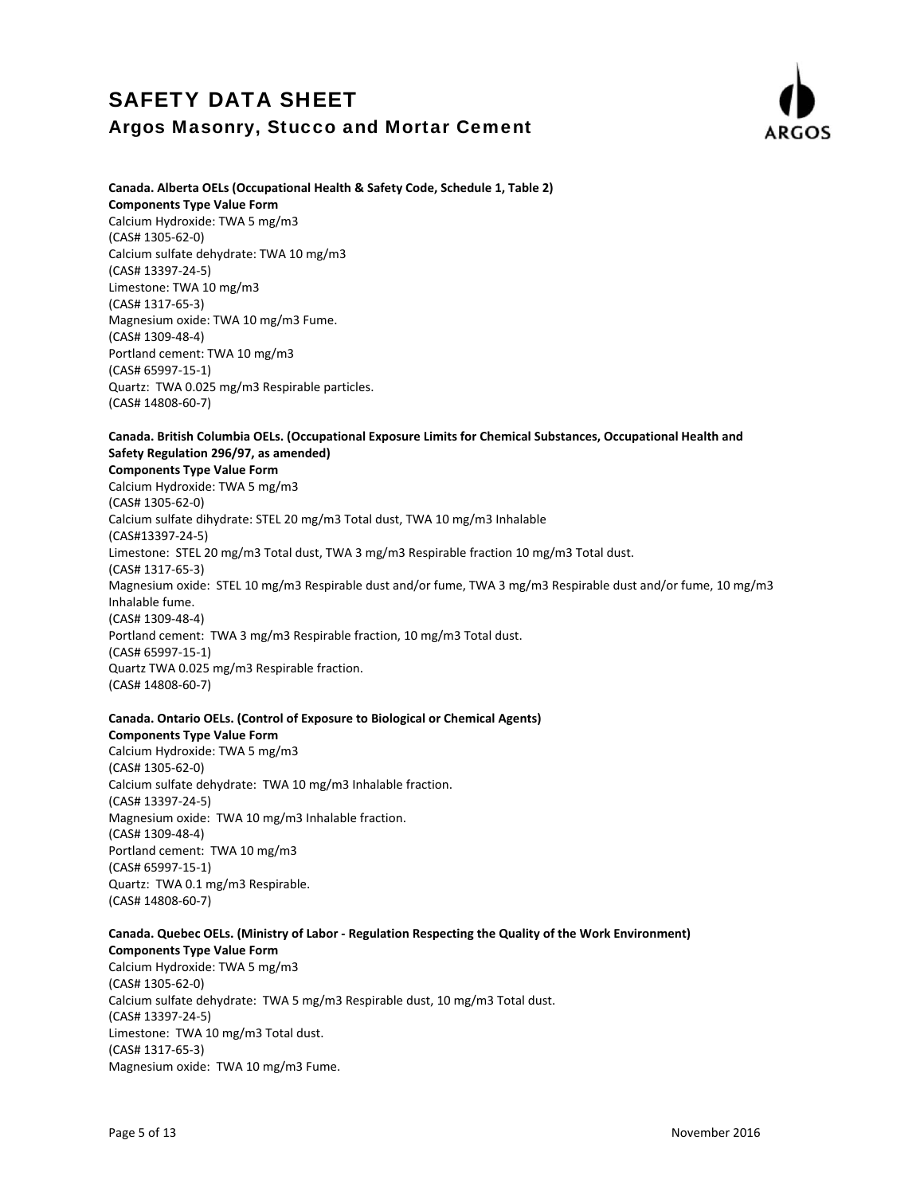**Canada. Alberta OELs (Occupational Health & Safety Code, Schedule 1, Table 2)**

**Components Type Value Form**

Calcium Hydroxide: TWA 5 mg/m3
(CAS# 1305-62-0)
Calcium sulfate dehydrate: TWA 10 mg/m3
(CAS# 13397-24-5)
Limestone: TWA 10 mg/m3
(CAS# 1317-65-3)
Magnesium oxide: TWA 10 mg/m3 Fume.
(CAS# 1309-48-4)
Portland cement: TWA 10 mg/m3
(CAS# 65997-15-1)
Quartz: TWA 0.025 mg/m3 Respirable particles.
(CAS# 14808-60-7)

**Canada. British Columbia OELs. (Occupational Exposure Limits for Chemical Substances, Occupational Health and Safety Regulation 296/97, as amended)**

**Components Type Value Form**

Calcium Hydroxide: TWA 5 mg/m3
(CAS# 1305-62-0)
Calcium sulfate dihydrate: STEL 20 mg/m3 Total dust, TWA 10 mg/m3 Inhalable
(CAS#13397-24-5)
Limestone: STEL 20 mg/m3 Total dust, TWA 3 mg/m3 Respirable fraction 10 mg/m3 Total dust.
(CAS# 1317-65-3)
Magnesium oxide: STEL 10 mg/m3 Respirable dust and/or fume, TWA 3 mg/m3 Respirable dust and/or fume, 10 mg/m3 Inhalable fume.
(CAS# 1309-48-4)
Portland cement: TWA 3 mg/m3 Respirable fraction, 10 mg/m3 Total dust.
(CAS# 65997-15-1)
Quartz TWA 0.025 mg/m3 Respirable fraction.
(CAS# 14808-60-7)

**Canada. Ontario OELs. (Control of Exposure to Biological or Chemical Agents)**

**Components Type Value Form**

Calcium Hydroxide: TWA 5 mg/m3
(CAS# 1305-62-0)
Calcium sulfate dehydrate: TWA 10 mg/m3 Inhalable fraction.
(CAS# 13397-24-5)
Magnesium oxide: TWA 10 mg/m3 Inhalable fraction.
(CAS# 1309-48-4)
Portland cement: TWA 10 mg/m3
(CAS# 65997-15-1)
Quartz: TWA 0.1 mg/m3 Respirable.
(CAS# 14808-60-7)

**Canada. Quebec OELs. (Ministry of Labor - Regulation Respecting the Quality of the Work Environment)**

**Components Type Value Form**

Calcium Hydroxide: TWA 5 mg/m3
(CAS# 1305-62-0)
Calcium sulfate dehydrate: TWA 5 mg/m3 Respirable dust, 10 mg/m3 Total dust.
(CAS# 13397-24-5)
Limestone: TWA 10 mg/m3 Total dust.
(CAS# 1317-65-3)
Magnesium oxide: TWA 10 mg/m3 Fume.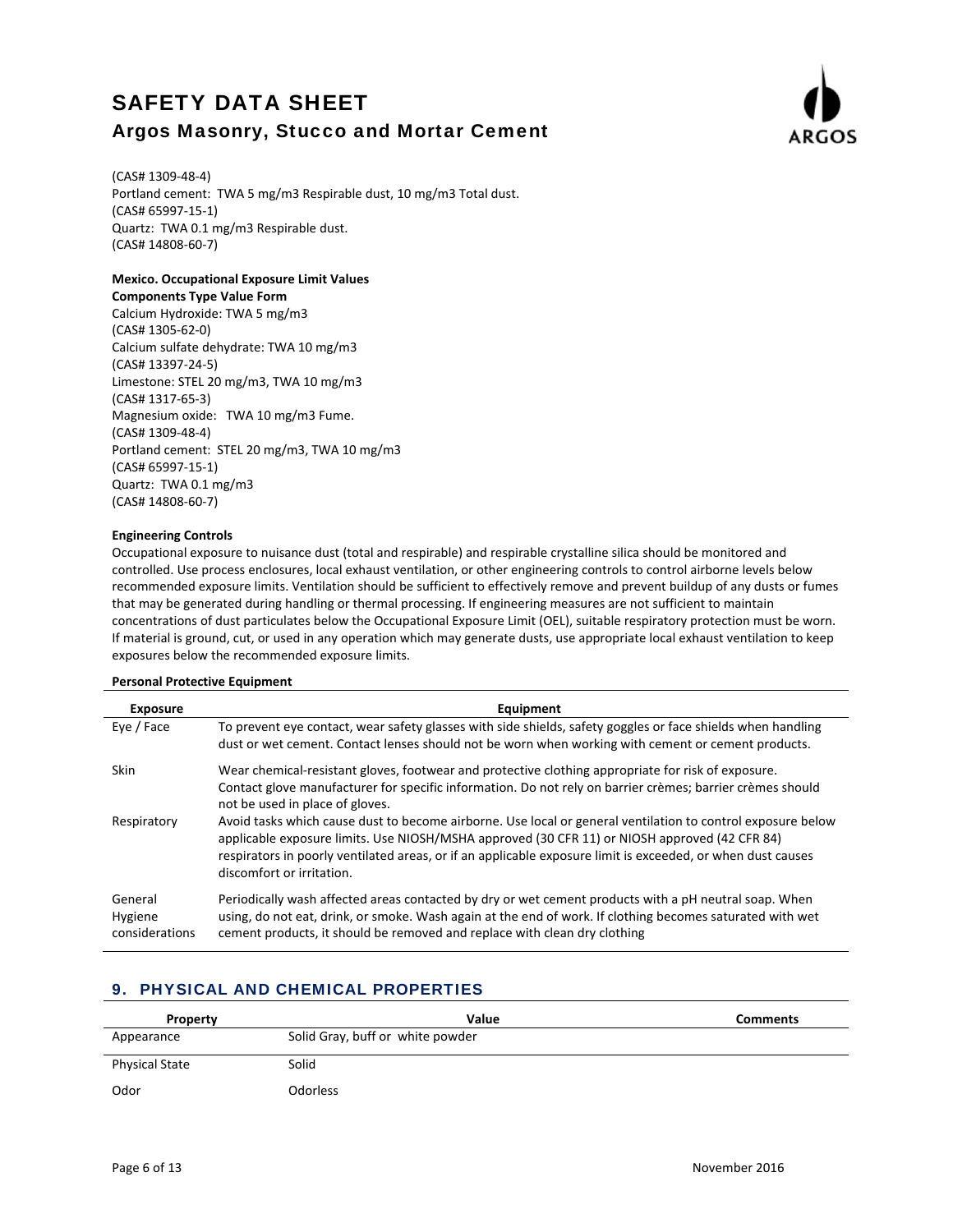(CAS# 1309-48-4)
Portland cement: TWA 5 mg/m3 Respirable dust, 10 mg/m3 Total dust.
(CAS# 65997-15-1)
Quartz: TWA 0.1 mg/m3 Respirable dust.
(CAS# 14808-60-7)

**Mexico. Occupational Exposure Limit Values**
**Components Type Value Form**
Calcium Hydroxide: TWA 5 mg/m3
(CAS# 1305-62-0)
Calcium sulfate dehydrate: TWA 10 mg/m3
(CAS# 13397-24-5)
Limestone: STEL 20 mg/m3, TWA 10 mg/m3
(CAS# 1317-65-3)
Magnesium oxide: TWA 10 mg/m3 Fume.
(CAS# 1309-48-4)
Portland cement: STEL 20 mg/m3, TWA 10 mg/m3
(CAS# 65997-15-1)
Quartz: TWA 0.1 mg/m3
(CAS# 14808-60-7)

**Engineering Controls**
Occupational exposure to nuisance dust (total and respirable) and respirable crystalline silica should be monitored and controlled. Use process enclosures, local exhaust ventilation, or other engineering controls to control airborne levels below recommended exposure limits. Ventilation should be sufficient to effectively remove and prevent buildup of any dusts or fumes that may be generated during handling or thermal processing. If engineering measures are not sufficient to maintain concentrations of dust particulates below the Occupational Exposure Limit (OEL), suitable respiratory protection must be worn. If material is ground, cut, or used in any operation which may generate dusts, use appropriate local exhaust ventilation to keep exposures below the recommended exposure limits.

**Personal Protective Equipment**

| Exposure | Equipment |
|---|---|
| Eye / Face | To prevent eye contact, wear safety glasses with side shields, safety goggles or face shields when handling dust or wet cement. Contact lenses should not be worn when working with cement or cement products. |
| Skin | Wear chemical-resistant gloves, footwear and protective clothing appropriate for risk of exposure. Contact glove manufacturer for specific information. Do not rely on barrier crèmes; barrier crèmes should not be used in place of gloves. |
| Respiratory | Avoid tasks which cause dust to become airborne. Use local or general ventilation to control exposure below applicable exposure limits. Use NIOSH/MSHA approved (30 CFR 11) or NIOSH approved (42 CFR 84) respirators in poorly ventilated areas, or if an applicable exposure limit is exceeded, or when dust causes discomfort or irritation. |
| General Hygiene considerations | Periodically wash affected areas contacted by dry or wet cement products with a pH neutral soap. When using, do not eat, drink, or smoke. Wash again at the end of work. If clothing becomes saturated with wet cement products, it should be removed and replace with clean dry clothing |

## 9. PHYSICAL AND CHEMICAL PROPERTIES

| Property | Value | Comments |
|---|---|---|
| Appearance | Solid Gray, buff or white powder | |
| Physical State | Solid | |
| Odor | Odorless | |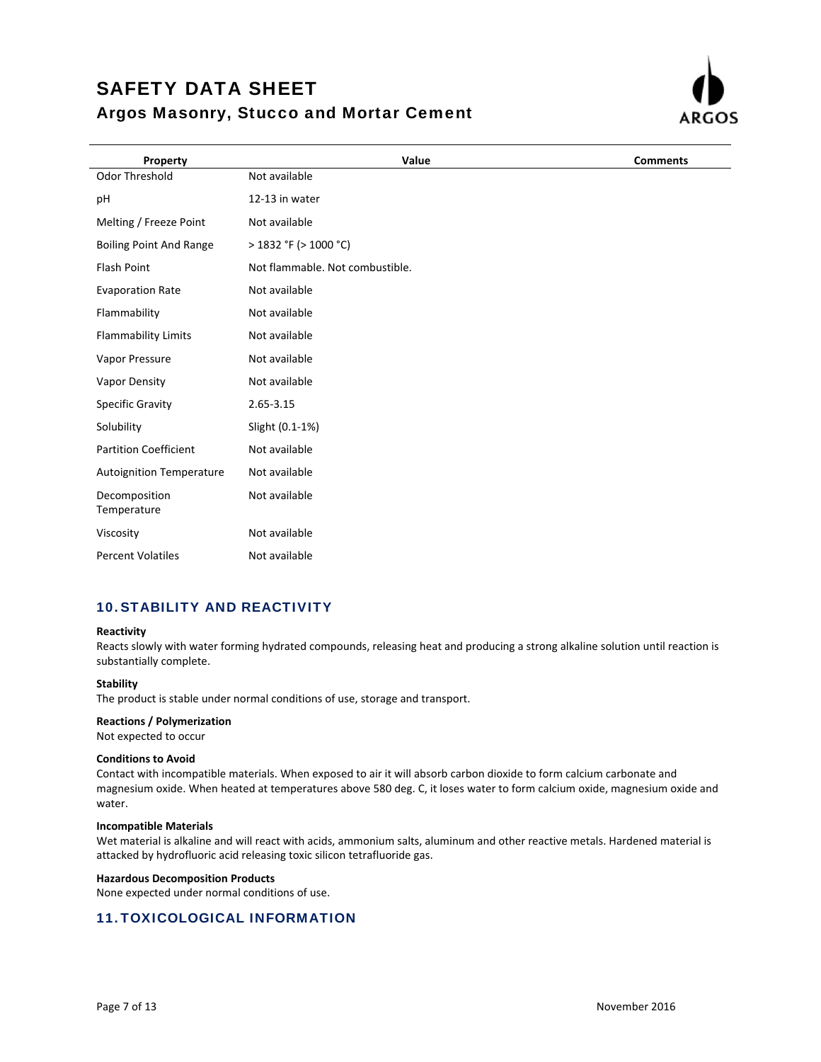| Property | Value | Comments |
| --- | --- | --- |
| Odor Threshold | Not available | |
| pH | 12-13 in water | |
| Melting / Freeze Point | Not available | |
| Boiling Point And Range | > 1832 °F (> 1000 °C) | |
| Flash Point | Not flammable. Not combustible. | |
| Evaporation Rate | Not available | |
| Flammability | Not available | |
| Flammability Limits | Not available | |
| Vapor Pressure | Not available | |
| Vapor Density | Not available | |
| Specific Gravity | 2.65-3.15 | |
| Solubility | Slight (0.1-1%) | |
| Partition Coefficient | Not available | |
| Autoignition Temperature | Not available | |
| Decomposition Temperature | Not available | |
| Viscosity | Not available | |
| Percent Volatiles | Not available | |

## 10. STABILITY AND REACTIVITY

**Reactivity**

Reacts slowly with water forming hydrated compounds, releasing heat and producing a strong alkaline solution until reaction is substantially complete.

**Stability**

The product is stable under normal conditions of use, storage and transport.

**Reactions / Polymerization**

Not expected to occur

**Conditions to Avoid**

Contact with incompatible materials. When exposed to air it will absorb carbon dioxide to form calcium carbonate and magnesium oxide. When heated at temperatures above 580 deg. C, it loses water to form calcium oxide, magnesium oxide and water.

**Incompatible Materials**

Wet material is alkaline and will react with acids, ammonium salts, aluminum and other reactive metals. Hardened material is attacked by hydrofluoric acid releasing toxic silicon tetrafluoride gas.

**Hazardous Decomposition Products**

None expected under normal conditions of use.

## 11. TOXICOLOGICAL INFORMATION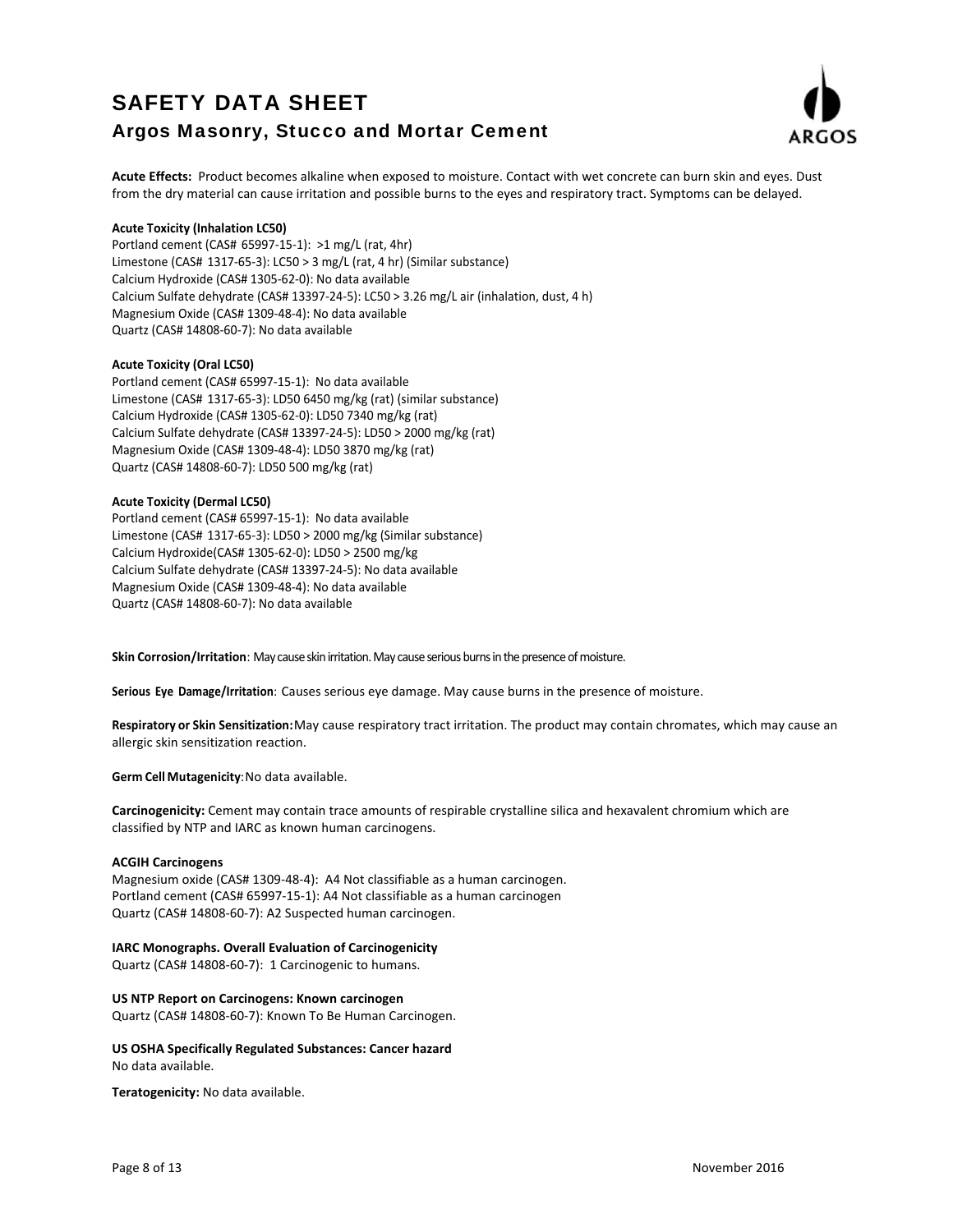**Acute Effects:** Product becomes alkaline when exposed to moisture. Contact with wet concrete can burn skin and eyes. Dust from the dry material can cause irritation and possible burns to the eyes and respiratory tract. Symptoms can be delayed.

**Acute Toxicity (Inhalation LC50)**

Portland cement (CAS# 65997-15-1): >1 mg/L (rat, 4hr)
Limestone (CAS# 1317-65-3): LC50 > 3 mg/L (rat, 4 hr) (Similar substance)
Calcium Hydroxide (CAS# 1305-62-0): No data available
Calcium Sulfate dehydrate (CAS# 13397-24-5): LC50 > 3.26 mg/L air (inhalation, dust, 4 h)
Magnesium Oxide (CAS# 1309-48-4): No data available
Quartz (CAS# 14808-60-7): No data available

**Acute Toxicity (Oral LC50)**

Portland cement (CAS# 65997-15-1): No data available
Limestone (CAS# 1317-65-3): LD50 6450 mg/kg (rat) (similar substance)
Calcium Hydroxide (CAS# 1305-62-0): LD50 7340 mg/kg (rat)
Calcium Sulfate dehydrate (CAS# 13397-24-5): LD50 > 2000 mg/kg (rat)
Magnesium Oxide (CAS# 1309-48-4): LD50 3870 mg/kg (rat)
Quartz (CAS# 14808-60-7): LD50 500 mg/kg (rat)

**Acute Toxicity (Dermal LC50)**

Portland cement (CAS# 65997-15-1): No data available
Limestone (CAS# 1317-65-3): LD50 > 2000 mg/kg (Similar substance)
Calcium Hydroxide(CAS# 1305-62-0): LD50 > 2500 mg/kg
Calcium Sulfate dehydrate (CAS# 13397-24-5): No data available
Magnesium Oxide (CAS# 1309-48-4): No data available
Quartz (CAS# 14808-60-7): No data available

**Skin Corrosion/Irritation**: May cause skin irritation. May cause serious burns in the presence of moisture.

**Serious Eye Damage/Irritation**: Causes serious eye damage. May cause burns in the presence of moisture.

**Respiratory or Skin Sensitization:** May cause respiratory tract irritation. The product may contain chromates, which may cause an allergic skin sensitization reaction.

**Germ Cell Mutagenicity**: No data available.

**Carcinogenicity:** Cement may contain trace amounts of respirable crystalline silica and hexavalent chromium which are classified by NTP and IARC as known human carcinogens.

**ACGIH Carcinogens**

Magnesium oxide (CAS# 1309-48-4): A4 Not classifiable as a human carcinogen.
Portland cement (CAS# 65997-15-1): A4 Not classifiable as a human carcinogen
Quartz (CAS# 14808-60-7): A2 Suspected human carcinogen.

**IARC Monographs. Overall Evaluation of Carcinogenicity**

Quartz (CAS# 14808-60-7): 1 Carcinogenic to humans.

**US NTP Report on Carcinogens: Known carcinogen**

Quartz (CAS# 14808-60-7): Known To Be Human Carcinogen.

**US OSHA Specifically Regulated Substances: Cancer hazard**

No data available.

**Teratogenicity:** No data available.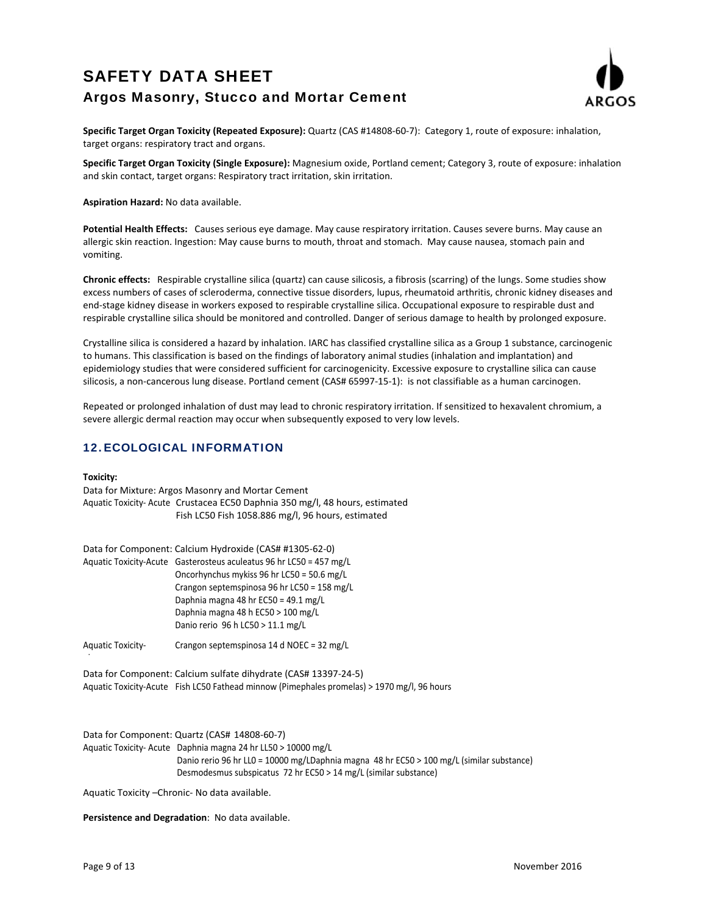**Specific Target Organ Toxicity (Repeated Exposure):** Quartz (CAS #14808-60-7): Category 1, route of exposure: inhalation, target organs: respiratory tract and organs.

**Specific Target Organ Toxicity (Single Exposure):** Magnesium oxide, Portland cement; Category 3, route of exposure: inhalation and skin contact, target organs: Respiratory tract irritation, skin irritation.

**Aspiration Hazard:** No data available.

**Potential Health Effects:** Causes serious eye damage. May cause respiratory irritation. Causes severe burns. May cause an allergic skin reaction. Ingestion: May cause burns to mouth, throat and stomach. May cause nausea, stomach pain and vomiting.

**Chronic effects:** Respirable crystalline silica (quartz) can cause silicosis, a fibrosis (scarring) of the lungs. Some studies show excess numbers of cases of scleroderma, connective tissue disorders, lupus, rheumatoid arthritis, chronic kidney diseases and end-stage kidney disease in workers exposed to respirable crystalline silica. Occupational exposure to respirable dust and respirable crystalline silica should be monitored and controlled. Danger of serious damage to health by prolonged exposure.

Crystalline silica is considered a hazard by inhalation. IARC has classified crystalline silica as a Group 1 substance, carcinogenic to humans. This classification is based on the findings of laboratory animal studies (inhalation and implantation) and epidemiology studies that were considered sufficient for carcinogenicity. Excessive exposure to crystalline silica can cause silicosis, a non-cancerous lung disease. Portland cement (CAS# 65997-15-1): is not classifiable as a human carcinogen.

Repeated or prolonged inhalation of dust may lead to chronic respiratory irritation. If sensitized to hexavalent chromium, a severe allergic dermal reaction may occur when subsequently exposed to very low levels.

## 12. ECOLOGICAL INFORMATION

**Toxicity:**

Data for Mixture: Argos Masonry and Mortar Cement

| | |
|---|---|
| Aquatic Toxicity- Acute | Crustacea EC50 Daphnia 350 mg/l, 48 hours, estimated |
| | Fish LC50 Fish 1058.886 mg/l, 96 hours, estimated |

Data for Component: Calcium Hydroxide (CAS# #1305-62-0)

| | |
|---|---|
| Aquatic Toxicity-Acute | Gasterosteus aculeatus 96 hr LC50 = 457 mg/L |
| | Oncorhynchus mykiss 96 hr LC50 = 50.6 mg/L |
| | Crangon septemspinosa 96 hr LC50 = 158 mg/L |
| | Daphnia magna 48 hr EC50 = 49.1 mg/L |
| | Daphnia magna 48 h EC50 > 100 mg/L |
| | Danio rerio 96 h LC50 > 11.1 mg/L |
| Aquatic Toxicity- | Crangon septemspinosa 14 d NOEC = 32 mg/L |

Data for Component: Calcium sulfate dihydrate (CAS# 13397-24-5)

| | |
|---|---|
| Aquatic Toxicity-Acute | Fish LC50 Fathead minnow (Pimephales promelas) > 1970 mg/l, 96 hours |

Data for Component: Quartz (CAS# 14808-60-7)

| | |
|---|---|
| Aquatic Toxicity- Acute | Daphnia magna 24 hr LL50 > 10000 mg/L |
| | Danio rerio 96 hr LL0 = 10000 mg/LDaphnia magna 48 hr EC50 > 100 mg/L (similar substance) |
| | Desmodesmus subspicatus 72 hr EC50 > 14 mg/L (similar substance) |

Aquatic Toxicity –Chronic- No data available.

**Persistence and Degradation**: No data available.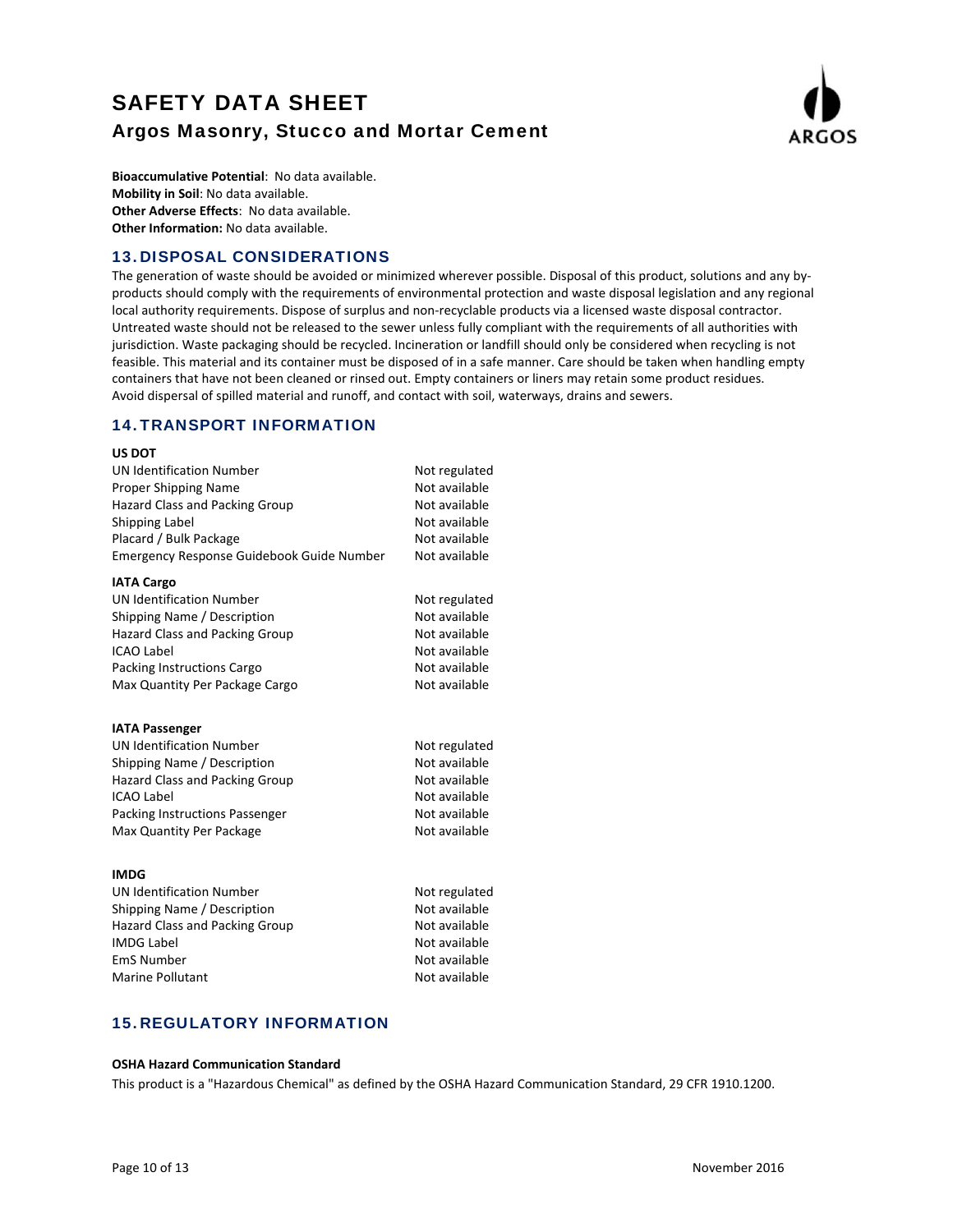**Bioaccumulative Potential**: No data available.
**Mobility in Soil**: No data available.
**Other Adverse Effects**: No data available.
**Other Information:** No data available.

## 13. DISPOSAL CONSIDERATIONS

The generation of waste should be avoided or minimized wherever possible. Disposal of this product, solutions and any by-products should comply with the requirements of environmental protection and waste disposal legislation and any regional local authority requirements. Dispose of surplus and non-recyclable products via a licensed waste disposal contractor. Untreated waste should not be released to the sewer unless fully compliant with the requirements of all authorities with jurisdiction. Waste packaging should be recycled. Incineration or landfill should only be considered when recycling is not feasible. This material and its container must be disposed of in a safe manner. Care should be taken when handling empty containers that have not been cleaned or rinsed out. Empty containers or liners may retain some product residues. Avoid dispersal of spilled material and runoff, and contact with soil, waterways, drains and sewers.

## 14. TRANSPORT INFORMATION

**US DOT**

| | |
|---|---|
| UN Identification Number | Not regulated |
| Proper Shipping Name | Not available |
| Hazard Class and Packing Group | Not available |
| Shipping Label | Not available |
| Placard / Bulk Package | Not available |
| Emergency Response Guidebook Guide Number | Not available |

**IATA Cargo**

| | |
|---|---|
| UN Identification Number | Not regulated |
| Shipping Name / Description | Not available |
| Hazard Class and Packing Group | Not available |
| ICAO Label | Not available |
| Packing Instructions Cargo | Not available |
| Max Quantity Per Package Cargo | Not available |

**IATA Passenger**

| | |
|---|---|
| UN Identification Number | Not regulated |
| Shipping Name / Description | Not available |
| Hazard Class and Packing Group | Not available |
| ICAO Label | Not available |
| Packing Instructions Passenger | Not available |
| Max Quantity Per Package | Not available |

**IMDG**

| | |
|---|---|
| UN Identification Number | Not regulated |
| Shipping Name / Description | Not available |
| Hazard Class and Packing Group | Not available |
| IMDG Label | Not available |
| EmS Number | Not available |
| Marine Pollutant | Not available |

## 15. REGULATORY INFORMATION

**OSHA Hazard Communication Standard**

This product is a "Hazardous Chemical" as defined by the OSHA Hazard Communication Standard, 29 CFR 1910.1200.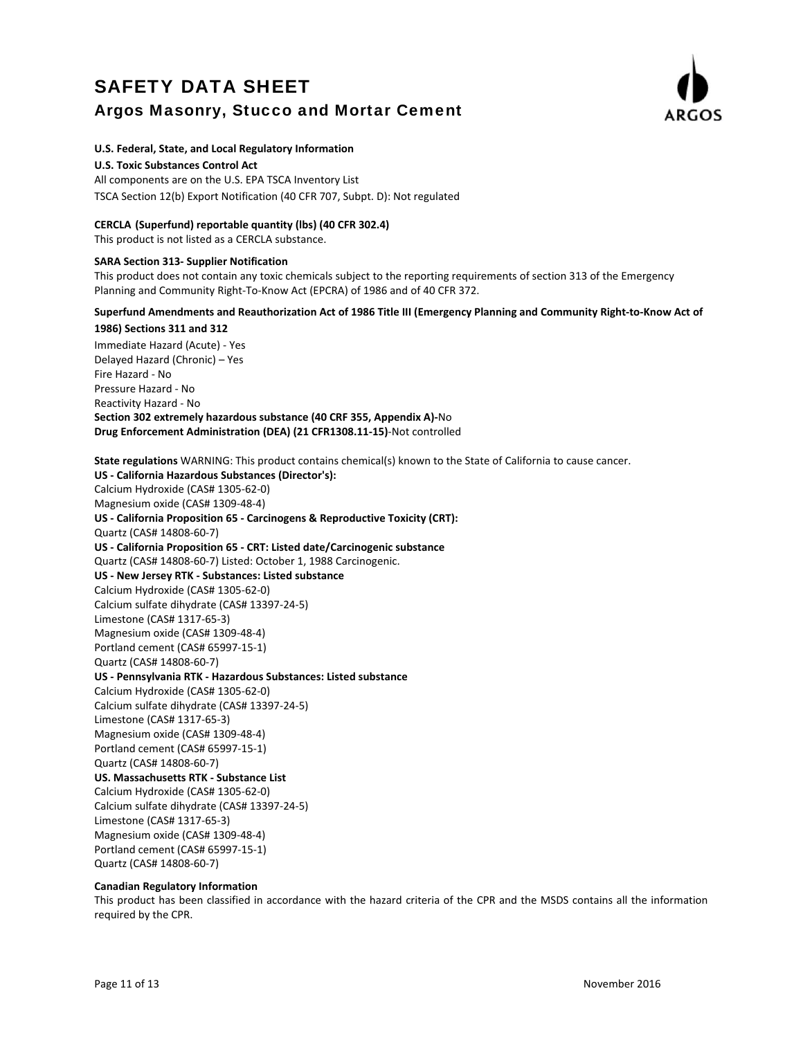# SAFETY DATA SHEET

## Argos Masonry, Stucco and Mortar Cement

**U.S. Federal, State, and Local Regulatory Information**

**U.S. Toxic Substances Control Act**

All components are on the U.S. EPA TSCA Inventory List

TSCA Section 12(b) Export Notification (40 CFR 707, Subpt. D): Not regulated

**CERCLA (Superfund) reportable quantity (lbs) (40 CFR 302.4)**

This product is not listed as a CERCLA substance.

**SARA Section 313- Supplier Notification**

This product does not contain any toxic chemicals subject to the reporting requirements of section 313 of the Emergency Planning and Community Right-To-Know Act (EPCRA) of 1986 and of 40 CFR 372.

**Superfund Amendments and Reauthorization Act of 1986 Title III (Emergency Planning and Community Right-to-Know Act of 1986) Sections 311 and 312**

Immediate Hazard (Acute) - Yes
Delayed Hazard (Chronic) – Yes
Fire Hazard - No
Pressure Hazard - No
Reactivity Hazard - No
**Section 302 extremely hazardous substance (40 CRF 355, Appendix A)-**No
**Drug Enforcement Administration (DEA) (21 CFR1308.11-15)**-Not controlled

**State regulations** WARNING: This product contains chemical(s) known to the State of California to cause cancer.
**US - California Hazardous Substances (Director's):**
Calcium Hydroxide (CAS# 1305-62-0)
Magnesium oxide (CAS# 1309-48-4)
**US - California Proposition 65 - Carcinogens & Reproductive Toxicity (CRT):**
Quartz (CAS# 14808-60-7)
**US - California Proposition 65 - CRT: Listed date/Carcinogenic substance**
Quartz (CAS# 14808-60-7) Listed: October 1, 1988 Carcinogenic.
**US - New Jersey RTK - Substances: Listed substance**
Calcium Hydroxide (CAS# 1305-62-0)
Calcium sulfate dihydrate (CAS# 13397-24-5)
Limestone (CAS# 1317-65-3)
Magnesium oxide (CAS# 1309-48-4)
Portland cement (CAS# 65997-15-1)
Quartz (CAS# 14808-60-7)
**US - Pennsylvania RTK - Hazardous Substances: Listed substance**
Calcium Hydroxide (CAS# 1305-62-0)
Calcium sulfate dihydrate (CAS# 13397-24-5)
Limestone (CAS# 1317-65-3)
Magnesium oxide (CAS# 1309-48-4)
Portland cement (CAS# 65997-15-1)
Quartz (CAS# 14808-60-7)
**US. Massachusetts RTK - Substance List**
Calcium Hydroxide (CAS# 1305-62-0)
Calcium sulfate dihydrate (CAS# 13397-24-5)
Limestone (CAS# 1317-65-3)
Magnesium oxide (CAS# 1309-48-4)
Portland cement (CAS# 65997-15-1)
Quartz (CAS# 14808-60-7)

**Canadian Regulatory Information**

This product has been classified in accordance with the hazard criteria of the CPR and the MSDS contains all the information required by the CPR.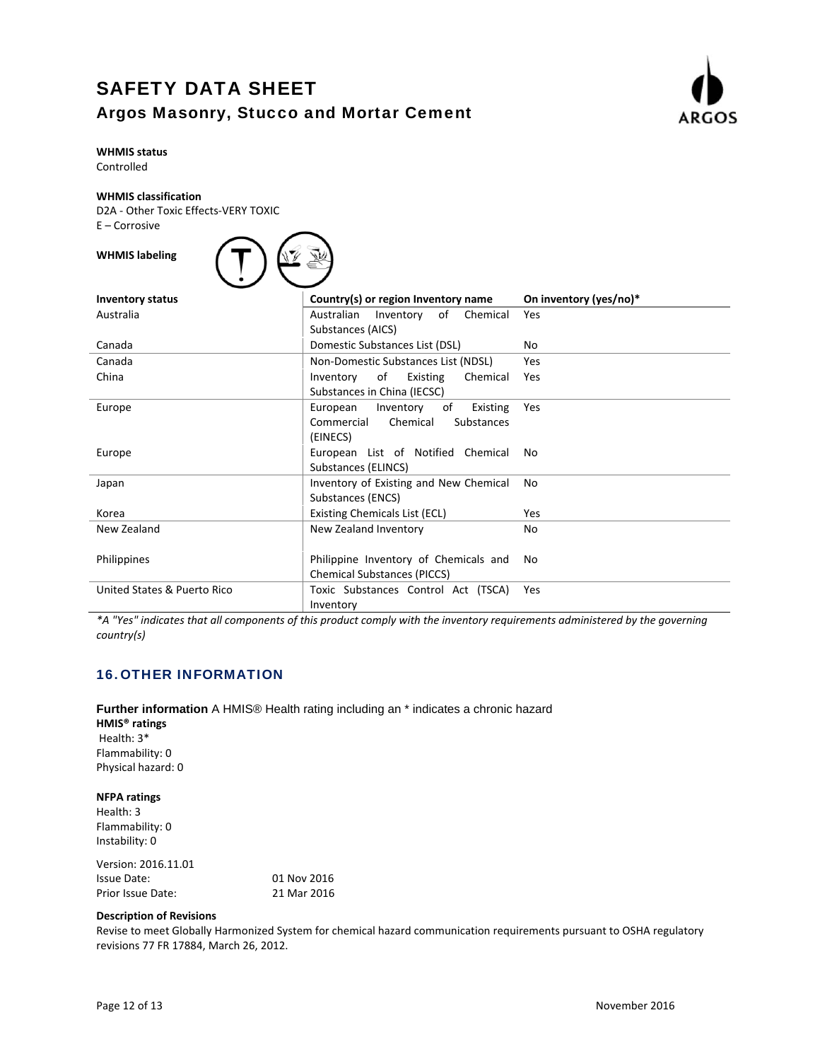**WHMIS status**
Controlled

**WHMIS classification**
D2A - Other Toxic Effects-VERY TOXIC
E – Corrosive

**WHMIS labeling**

| Inventory status | Country(s) or region Inventory name | On inventory (yes/no)* |
|---|---|---|
| Australia | Australian Inventory of Chemical Substances (AICS) | Yes |
| Canada | Domestic Substances List (DSL) | No |
| Canada | Non-Domestic Substances List (NDSL) | Yes |
| China | Inventory of Existing Chemical Substances in China (IECSC) | Yes |
| Europe | European Inventory of Existing Commercial Chemical Substances (EINECS) | Yes |
| Europe | European List of Notified Chemical Substances (ELINCS) | No |
| Japan | Inventory of Existing and New Chemical Substances (ENCS) | No |
| Korea | Existing Chemicals List (ECL) | Yes |
| New Zealand | New Zealand Inventory | No |
| Philippines | Philippine Inventory of Chemicals and Chemical Substances (PICCS) | No |
| United States & Puerto Rico | Toxic Substances Control Act (TSCA) Inventory | Yes |

*\*A "Yes" indicates that all components of this product comply with the inventory requirements administered by the governing country(s)*

## 16. OTHER INFORMATION

**Further information** A HMIS® Health rating including an * indicates a chronic hazard

**HMIS® ratings**
Health: 3*
Flammability: 0
Physical hazard: 0

**NFPA ratings**
Health: 3
Flammability: 0
Instability: 0

Version: 2016.11.01
Issue Date: 01 Nov 2016
Prior Issue Date: 21 Mar 2016

**Description of Revisions**
Revise to meet Globally Harmonized System for chemical hazard communication requirements pursuant to OSHA regulatory revisions 77 FR 17884, March 26, 2012.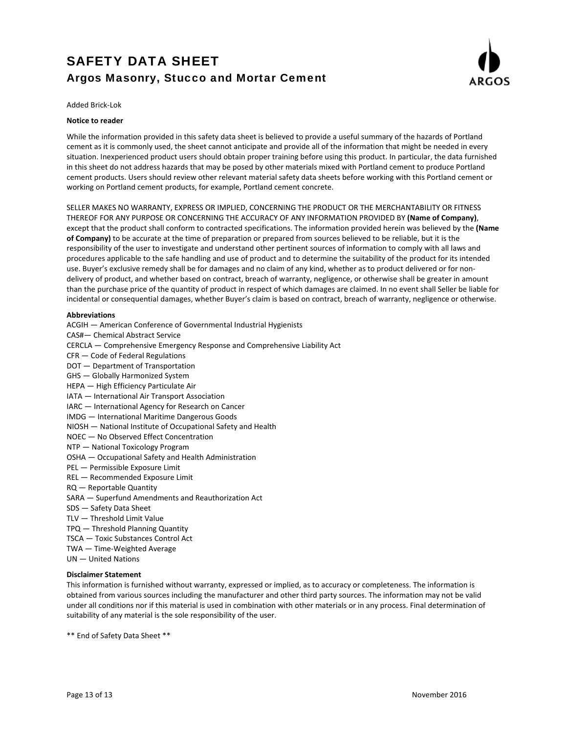Added Brick-Lok

**Notice to reader**

While the information provided in this safety data sheet is believed to provide a useful summary of the hazards of Portland cement as it is commonly used, the sheet cannot anticipate and provide all of the information that might be needed in every situation. Inexperienced product users should obtain proper training before using this product. In particular, the data furnished in this sheet do not address hazards that may be posed by other materials mixed with Portland cement to produce Portland cement products. Users should review other relevant material safety data sheets before working with this Portland cement or working on Portland cement products, for example, Portland cement concrete.

SELLER MAKES NO WARRANTY, EXPRESS OR IMPLIED, CONCERNING THE PRODUCT OR THE MERCHANTABILITY OR FITNESS THEREOF FOR ANY PURPOSE OR CONCERNING THE ACCURACY OF ANY INFORMATION PROVIDED BY **(Name of Company)**, except that the product shall conform to contracted specifications. The information provided herein was believed by the **(Name of Company)** to be accurate at the time of preparation or prepared from sources believed to be reliable, but it is the responsibility of the user to investigate and understand other pertinent sources of information to comply with all laws and procedures applicable to the safe handling and use of product and to determine the suitability of the product for its intended use. Buyer's exclusive remedy shall be for damages and no claim of any kind, whether as to product delivered or for non-delivery of product, and whether based on contract, breach of warranty, negligence, or otherwise shall be greater in amount than the purchase price of the quantity of product in respect of which damages are claimed. In no event shall Seller be liable for incidental or consequential damages, whether Buyer's claim is based on contract, breach of warranty, negligence or otherwise.

**Abbreviations**

ACGIH — American Conference of Governmental Industrial Hygienists
CAS#— Chemical Abstract Service
CERCLA — Comprehensive Emergency Response and Comprehensive Liability Act
CFR — Code of Federal Regulations
DOT — Department of Transportation
GHS — Globally Harmonized System
HEPA — High Efficiency Particulate Air
IATA — International Air Transport Association
IARC — International Agency for Research on Cancer
IMDG — International Maritime Dangerous Goods
NIOSH — National Institute of Occupational Safety and Health
NOEC — No Observed Effect Concentration
NTP — National Toxicology Program
OSHA — Occupational Safety and Health Administration
PEL — Permissible Exposure Limit
REL — Recommended Exposure Limit
RQ — Reportable Quantity
SARA — Superfund Amendments and Reauthorization Act
SDS — Safety Data Sheet
TLV — Threshold Limit Value
TPQ — Threshold Planning Quantity
TSCA — Toxic Substances Control Act
TWA — Time-Weighted Average
UN — United Nations

**Disclaimer Statement**

This information is furnished without warranty, expressed or implied, as to accuracy or completeness. The information is obtained from various sources including the manufacturer and other third party sources. The information may not be valid under all conditions nor if this material is used in combination with other materials or in any process. Final determination of suitability of any material is the sole responsibility of the user.

** End of Safety Data Sheet **